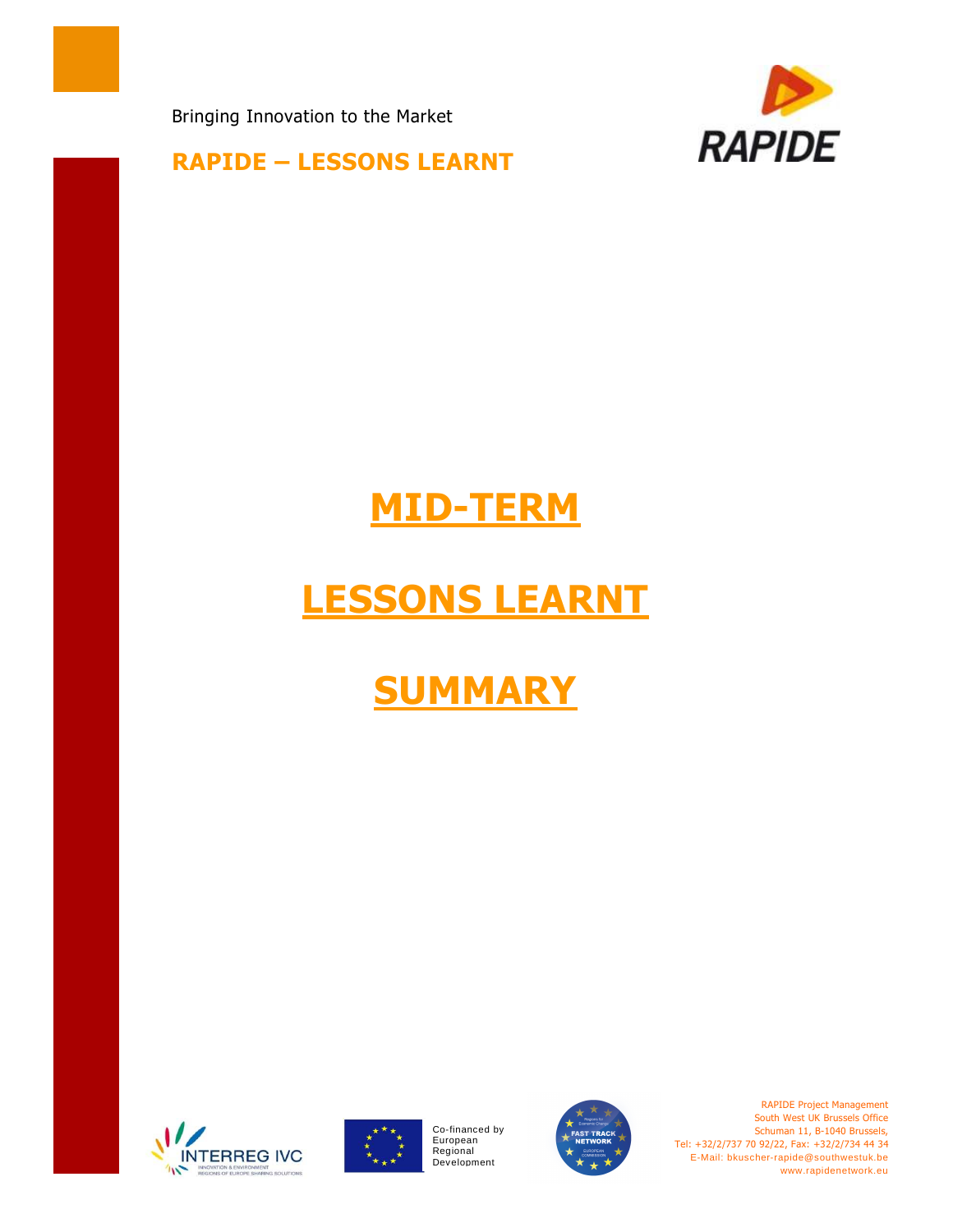Bringing Innovation to the Market

**RAPIDE – LESSONS LEARNT**

# MID-TERM

# LESSONS LEARNT

# SUMMARY

Co-financed by European Regional Development

RAPIDE Project Management
South West UK Brussels Office
Schuman 11, B-1040 Brussels,
Tel: +32/2/737 70 92/22, Fax: +32/2/734 44 34
E-Mail: bkuscher-rapide@southwestuk.be
www.rapidenetwork.eu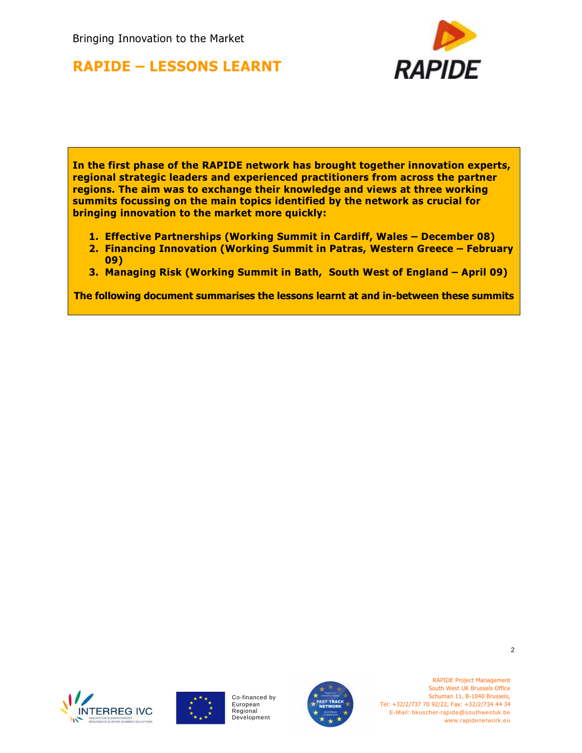Bringing Innovation to the Market

# RAPIDE – LESSONS LEARNT

**In the first phase of the RAPIDE network has brought together innovation experts, regional strategic leaders and experienced practitioners from across the partner regions. The aim was to exchange their knowledge and views at three working summits focussing on the main topics identified by the network as crucial for bringing innovation to the market more quickly:**

1. **Effective Partnerships (Working Summit in Cardiff, Wales – December 08)**
2. **Financing Innovation (Working Summit in Patras, Western Greece – February 09)**
3. **Managing Risk (Working Summit in Bath, South West of England – April 09)**

**The following document summarises the lessons learnt at and in-between these summits**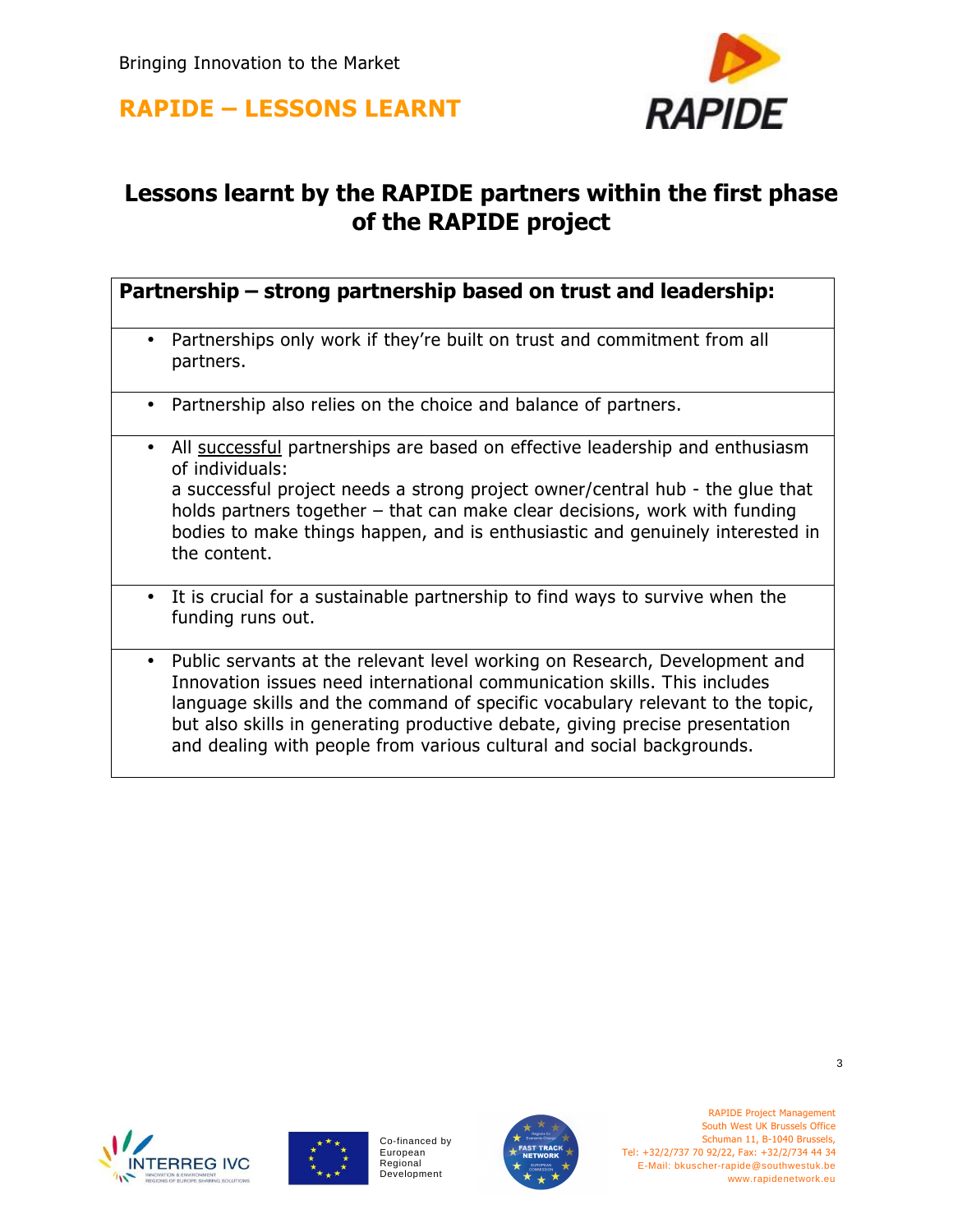# Lessons learnt by the RAPIDE partners within the first phase of the RAPIDE project

| Partnership – strong partnership based on trust and leadership: |
|---|
| • Partnerships only work if they're built on trust and commitment from all partners. |
| • Partnership also relies on the choice and balance of partners. |
| • All successful partnerships are based on effective leadership and enthusiasm of individuals: a successful project needs a strong project owner/central hub - the glue that holds partners together – that can make clear decisions, work with funding bodies to make things happen, and is enthusiastic and genuinely interested in the content. |
| • It is crucial for a sustainable partnership to find ways to survive when the funding runs out. |
| • Public servants at the relevant level working on Research, Development and Innovation issues need international communication skills. This includes language skills and the command of specific vocabulary relevant to the topic, but also skills in generating productive debate, giving precise presentation and dealing with people from various cultural and social backgrounds. |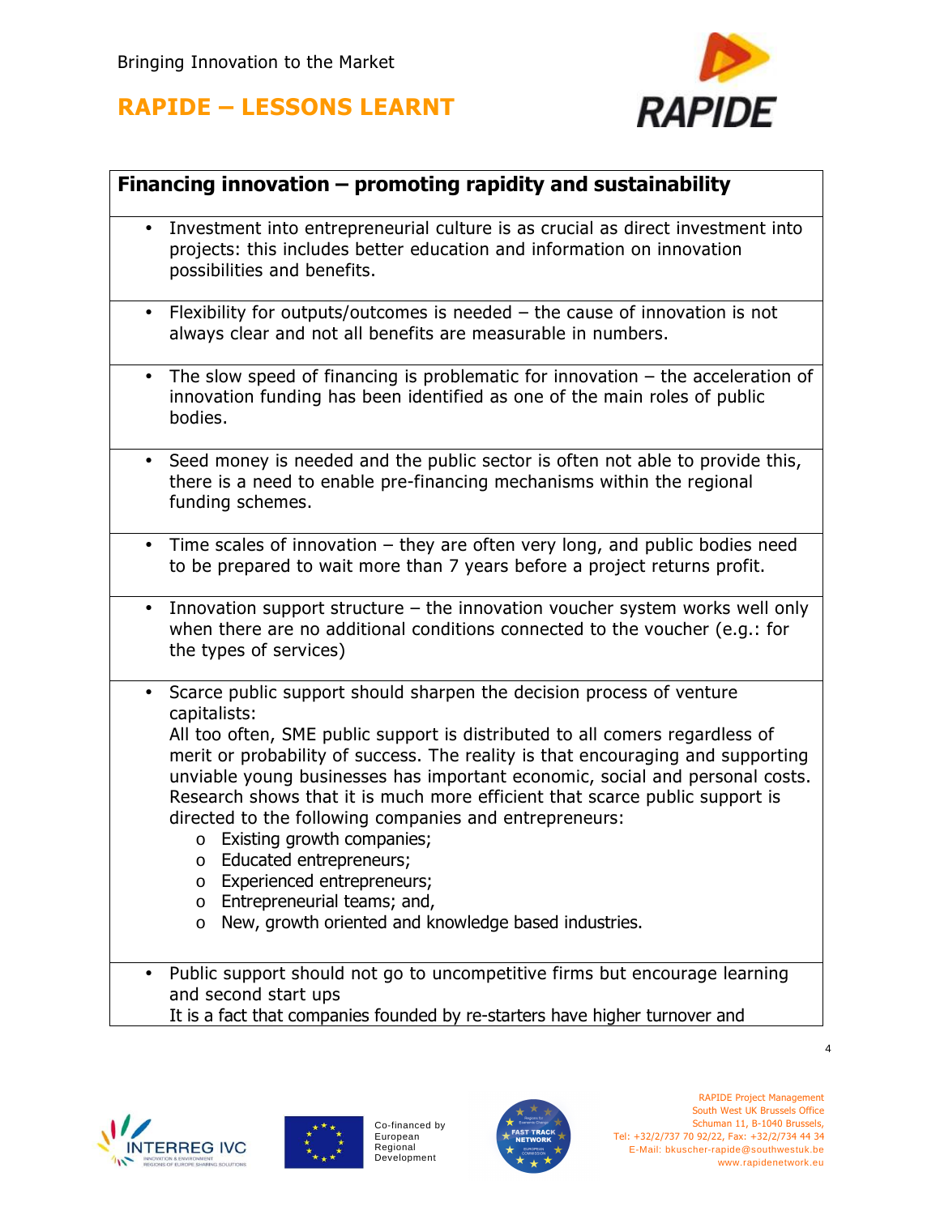## Financing innovation – promoting rapidity and sustainability

- Investment into entrepreneurial culture is as crucial as direct investment into projects: this includes better education and information on innovation possibilities and benefits.

- Flexibility for outputs/outcomes is needed – the cause of innovation is not always clear and not all benefits are measurable in numbers.

- The slow speed of financing is problematic for innovation – the acceleration of innovation funding has been identified as one of the main roles of public bodies.

- Seed money is needed and the public sector is often not able to provide this, there is a need to enable pre-financing mechanisms within the regional funding schemes.

- Time scales of innovation – they are often very long, and public bodies need to be prepared to wait more than 7 years before a project returns profit.

- Innovation support structure – the innovation voucher system works well only when there are no additional conditions connected to the voucher (e.g.: for the types of services)

- Scarce public support should sharpen the decision process of venture capitalists:
  All too often, SME public support is distributed to all comers regardless of merit or probability of success. The reality is that encouraging and supporting unviable young businesses has important economic, social and personal costs. Research shows that it is much more efficient that scarce public support is directed to the following companies and entrepreneurs:
  - Existing growth companies;
  - Educated entrepreneurs;
  - Experienced entrepreneurs;
  - Entrepreneurial teams; and,
  - New, growth oriented and knowledge based industries.

- Public support should not go to uncompetitive firms but encourage learning and second start ups
  It is a fact that companies founded by re-starters have higher turnover and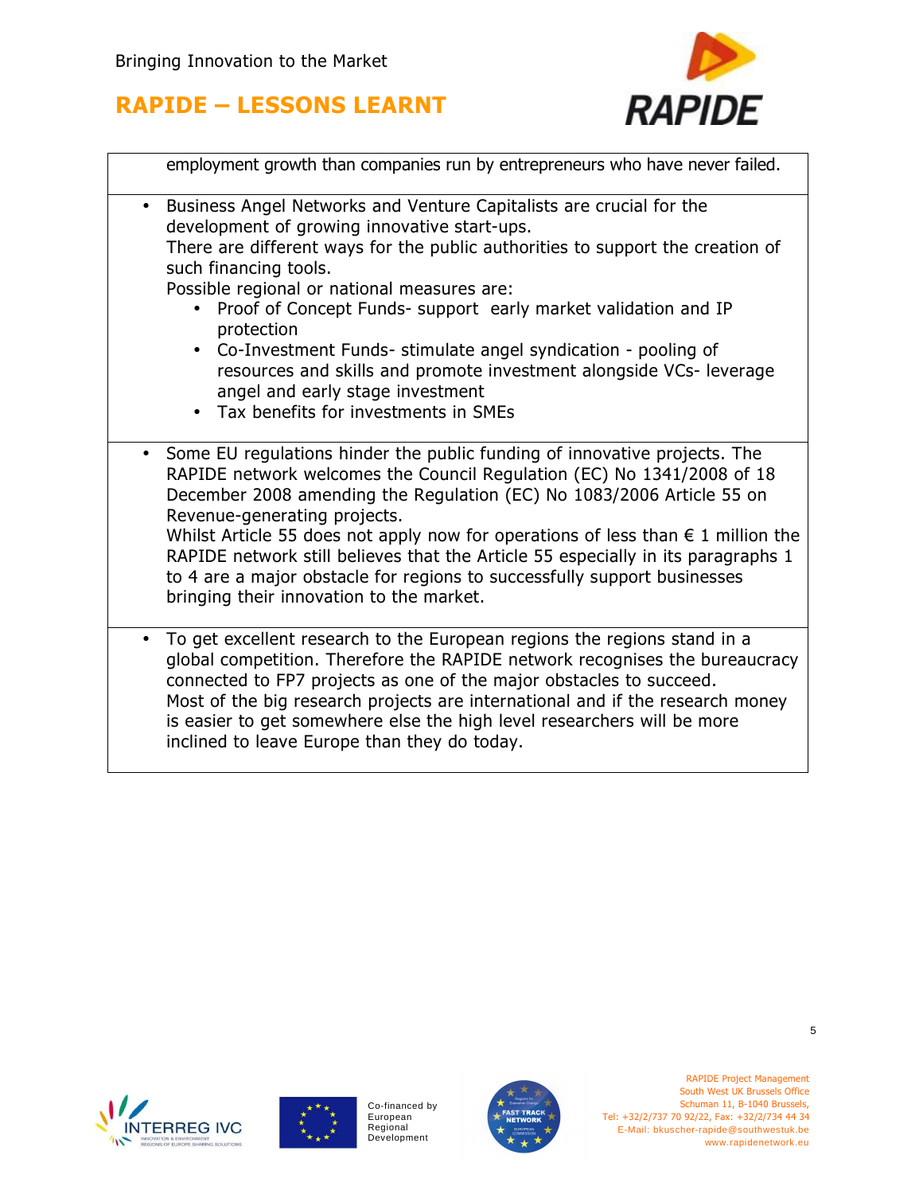employment growth than companies run by entrepreneurs who have never failed.

- Business Angel Networks and Venture Capitalists are crucial for the development of growing innovative start-ups.
  There are different ways for the public authorities to support the creation of such financing tools.
  Possible regional or national measures are:
  - Proof of Concept Funds- support early market validation and IP protection
  - Co-Investment Funds- stimulate angel syndication - pooling of resources and skills and promote investment alongside VCs- leverage angel and early stage investment
  - Tax benefits for investments in SMEs

- Some EU regulations hinder the public funding of innovative projects. The RAPIDE network welcomes the Council Regulation (EC) No 1341/2008 of 18 December 2008 amending the Regulation (EC) No 1083/2006 Article 55 on Revenue-generating projects.
  Whilst Article 55 does not apply now for operations of less than € 1 million the RAPIDE network still believes that the Article 55 especially in its paragraphs 1 to 4 are a major obstacle for regions to successfully support businesses bringing their innovation to the market.

- To get excellent research to the European regions the regions stand in a global competition. Therefore the RAPIDE network recognises the bureaucracy connected to FP7 projects as one of the major obstacles to succeed.
  Most of the big research projects are international and if the research money is easier to get somewhere else the high level researchers will be more inclined to leave Europe than they do today.

Co-financed by European Regional Development

RAPIDE Project Management
South West UK Brussels Office
Schuman 11, B-1040 Brussels,
Tel: +32/2/737 70 92/22, Fax: +32/2/734 44 34
E-Mail: bkuscher-rapide@southwestuk.be
www.rapidenetwork.eu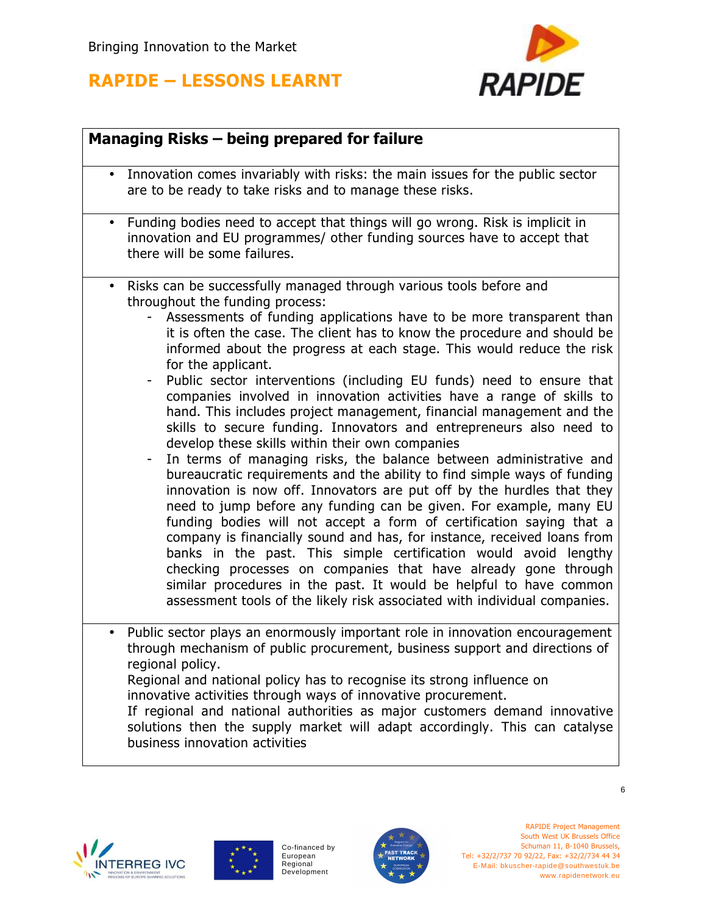# RAPIDE – LESSONS LEARNT

## Managing Risks – being prepared for failure

- Innovation comes invariably with risks: the main issues for the public sector are to be ready to take risks and to manage these risks.

- Funding bodies need to accept that things will go wrong. Risk is implicit in innovation and EU programmes/ other funding sources have to accept that there will be some failures.

- Risks can be successfully managed through various tools before and throughout the funding process:
  - Assessments of funding applications have to be more transparent than it is often the case. The client has to know the procedure and should be informed about the progress at each stage. This would reduce the risk for the applicant.
  - Public sector interventions (including EU funds) need to ensure that companies involved in innovation activities have a range of skills to hand. This includes project management, financial management and the skills to secure funding. Innovators and entrepreneurs also need to develop these skills within their own companies
  - In terms of managing risks, the balance between administrative and bureaucratic requirements and the ability to find simple ways of funding innovation is now off. Innovators are put off by the hurdles that they need to jump before any funding can be given. For example, many EU funding bodies will not accept a form of certification saying that a company is financially sound and has, for instance, received loans from banks in the past. This simple certification would avoid lengthy checking processes on companies that have already gone through similar procedures in the past. It would be helpful to have common assessment tools of the likely risk associated with individual companies.

- Public sector plays an enormously important role in innovation encouragement through mechanism of public procurement, business support and directions of regional policy.
  Regional and national policy has to recognise its strong influence on innovative activities through ways of innovative procurement.
  If regional and national authorities as major customers demand innovative solutions then the supply market will adapt accordingly. This can catalyse business innovation activities

Co-financed by European Regional Development

RAPIDE Project Management
South West UK Brussels Office
Schuman 11, B-1040 Brussels,
Tel: +32/2/737 70 92/22, Fax: +32/2/734 44 34
E-Mail: bkuscher-rapide@southwestuk.be
www.rapidenetwork.eu